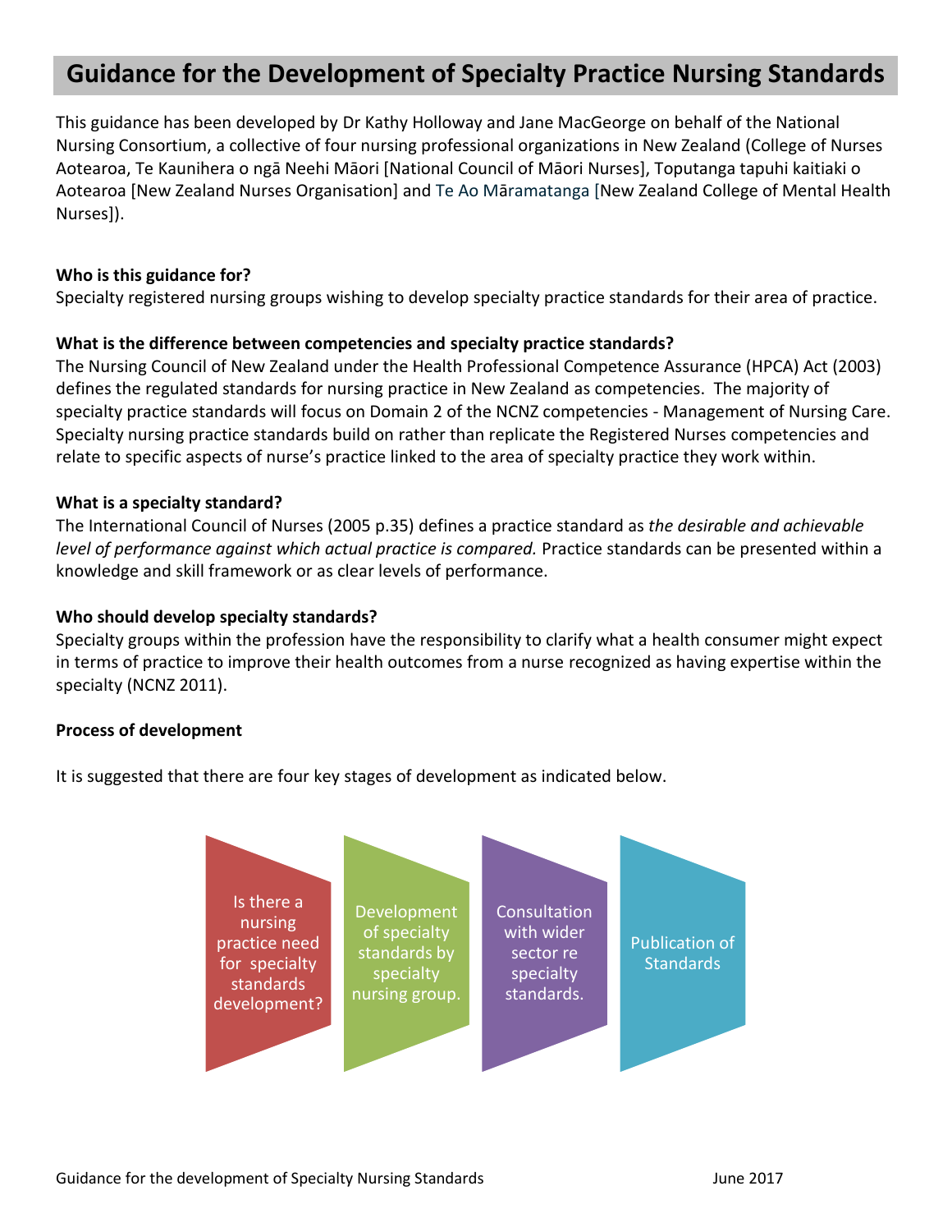# Guidance for the Development of Specialty Practice Nursing Standards

This guidance has been developed by Dr Kathy Holloway and Jane MacGeorge on behalf of the National Nursing Consortium, a collective of four nursing professional organizations in New Zealand (College of Nurses Aotearoa, Te Kaunihera o ngā Neehi Māori [National Council of Māori Nurses], Toputanga tapuhi kaitiaki o Aotearoa [New Zealand Nurses Organisation] and Te Ao Māramatanga [New Zealand College of Mental Health Nurses]).

**Who is this guidance for?**
Specialty registered nursing groups wishing to develop specialty practice standards for their area of practice.

**What is the difference between competencies and specialty practice standards?**
The Nursing Council of New Zealand under the Health Professional Competence Assurance (HPCA) Act (2003) defines the regulated standards for nursing practice in New Zealand as competencies. The majority of specialty practice standards will focus on Domain 2 of the NCNZ competencies - Management of Nursing Care. Specialty nursing practice standards build on rather than replicate the Registered Nurses competencies and relate to specific aspects of nurse's practice linked to the area of specialty practice they work within.

**What is a specialty standard?**
The International Council of Nurses (2005 p.35) defines a practice standard as *the desirable and achievable level of performance against which actual practice is compared.* Practice standards can be presented within a knowledge and skill framework or as clear levels of performance.

**Who should develop specialty standards?**
Specialty groups within the profession have the responsibility to clarify what a health consumer might expect in terms of practice to improve their health outcomes from a nurse recognized as having expertise within the specialty (NCNZ 2011).

**Process of development**

It is suggested that there are four key stages of development as indicated below.

1. Is there a nursing practice need for specialty standards development?
2. Development of specialty standards by specialty nursing group.
3. Consultation with wider sector re specialty standards.
4. Publication of Standards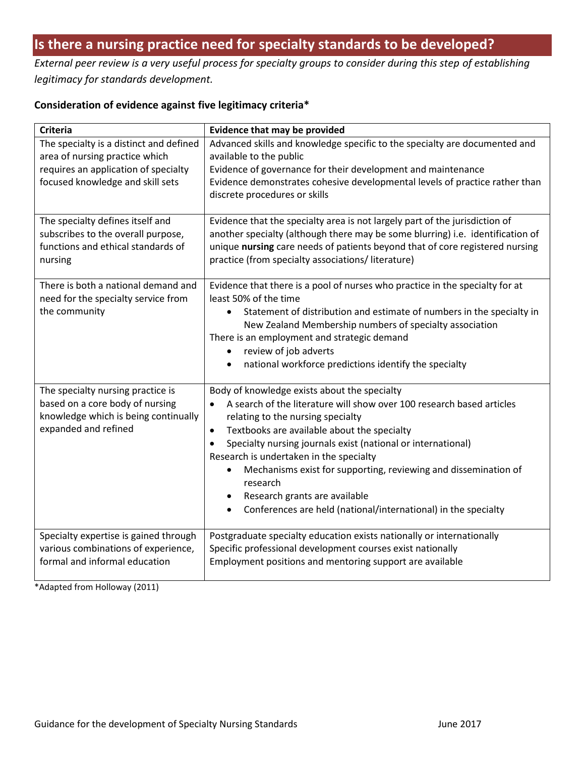## Is there a nursing practice need for specialty standards to be developed?

*External peer review is a very useful process for specialty groups to consider during this step of establishing legitimacy for standards development.*

**Consideration of evidence against five legitimacy criteria***

| Criteria | Evidence that may be provided |
|---|---|
| The specialty is a distinct and defined area of nursing practice which requires an application of specialty focused knowledge and skill sets | Advanced skills and knowledge specific to the specialty are documented and available to the public<br>Evidence of governance for their development and maintenance<br>Evidence demonstrates cohesive developmental levels of practice rather than discrete procedures or skills |
| The specialty defines itself and subscribes to the overall purpose, functions and ethical standards of nursing | Evidence that the specialty area is not largely part of the jurisdiction of another specialty (although there may be some blurring) i.e. identification of unique **nursing** care needs of patients beyond that of core registered nursing practice (from specialty associations/ literature) |
| There is both a national demand and need for the specialty service from the community | Evidence that there is a pool of nurses who practice in the specialty for at least 50% of the time<br>• Statement of distribution and estimate of numbers in the specialty in New Zealand Membership numbers of specialty association<br>There is an employment and strategic demand<br>• review of job adverts<br>• national workforce predictions identify the specialty |
| The specialty nursing practice is based on a core body of nursing knowledge which is being continually expanded and refined | Body of knowledge exists about the specialty<br>• A search of the literature will show over 100 research based articles relating to the nursing specialty<br>• Textbooks are available about the specialty<br>• Specialty nursing journals exist (national or international)<br>Research is undertaken in the specialty<br>• Mechanisms exist for supporting, reviewing and dissemination of research<br>• Research grants are available<br>• Conferences are held (national/international) in the specialty |
| Specialty expertise is gained through various combinations of experience, formal and informal education | Postgraduate specialty education exists nationally or internationally<br>Specific professional development courses exist nationally<br>Employment positions and mentoring support are available |

*Adapted from Holloway (2011)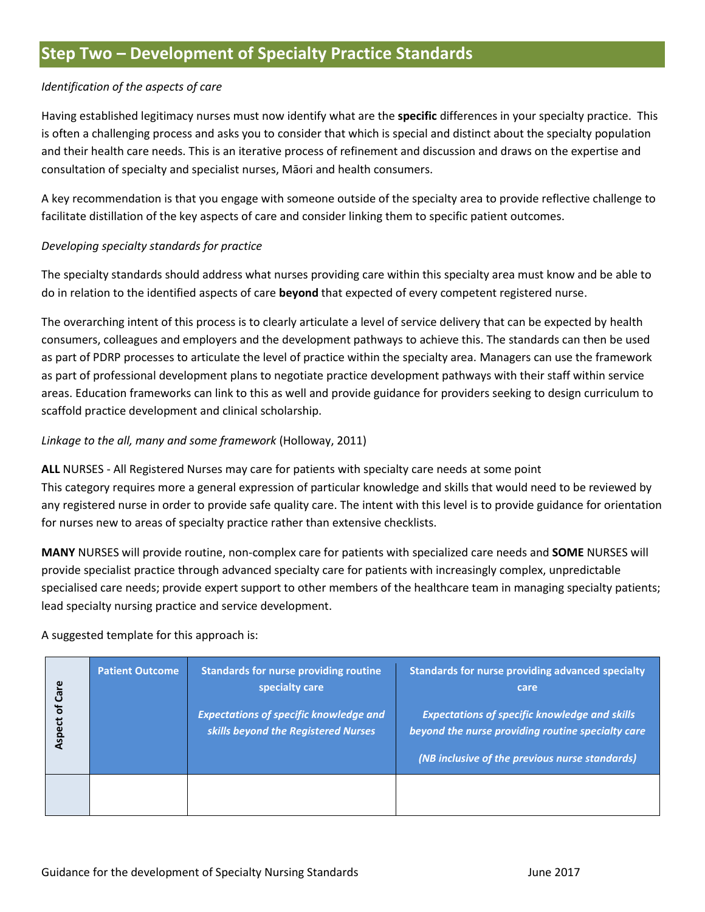## Step Two – Development of Specialty Practice Standards

*Identification of the aspects of care*

Having established legitimacy nurses must now identify what are the **specific** differences in your specialty practice. This is often a challenging process and asks you to consider that which is special and distinct about the specialty population and their health care needs. This is an iterative process of refinement and discussion and draws on the expertise and consultation of specialty and specialist nurses, Māori and health consumers.

A key recommendation is that you engage with someone outside of the specialty area to provide reflective challenge to facilitate distillation of the key aspects of care and consider linking them to specific patient outcomes.

*Developing specialty standards for practice*

The specialty standards should address what nurses providing care within this specialty area must know and be able to do in relation to the identified aspects of care **beyond** that expected of every competent registered nurse.

The overarching intent of this process is to clearly articulate a level of service delivery that can be expected by health consumers, colleagues and employers and the development pathways to achieve this. The standards can then be used as part of PDRP processes to articulate the level of practice within the specialty area. Managers can use the framework as part of professional development plans to negotiate practice development pathways with their staff within service areas. Education frameworks can link to this as well and provide guidance for providers seeking to design curriculum to scaffold practice development and clinical scholarship.

*Linkage to the all, many and some framework* (Holloway, 2011)

**ALL** NURSES - All Registered Nurses may care for patients with specialty care needs at some point
This category requires more a general expression of particular knowledge and skills that would need to be reviewed by any registered nurse in order to provide safe quality care. The intent with this level is to provide guidance for orientation for nurses new to areas of specialty practice rather than extensive checklists.

**MANY** NURSES will provide routine, non-complex care for patients with specialized care needs and **SOME** NURSES will provide specialist practice through advanced specialty care for patients with increasingly complex, unpredictable specialised care needs; provide expert support to other members of the healthcare team in managing specialty patients; lead specialty nursing practice and service development.

A suggested template for this approach is:

| Aspect of Care | Patient Outcome | Standards for nurse providing routine specialty care<br><br>*Expectations of specific knowledge and skills beyond the Registered Nurses* | Standards for nurse providing advanced specialty care<br><br>*Expectations of specific knowledge and skills beyond the nurse providing routine specialty care*<br><br>*(NB inclusive of the previous nurse standards)* |
|---|---|---|---|
| | | | |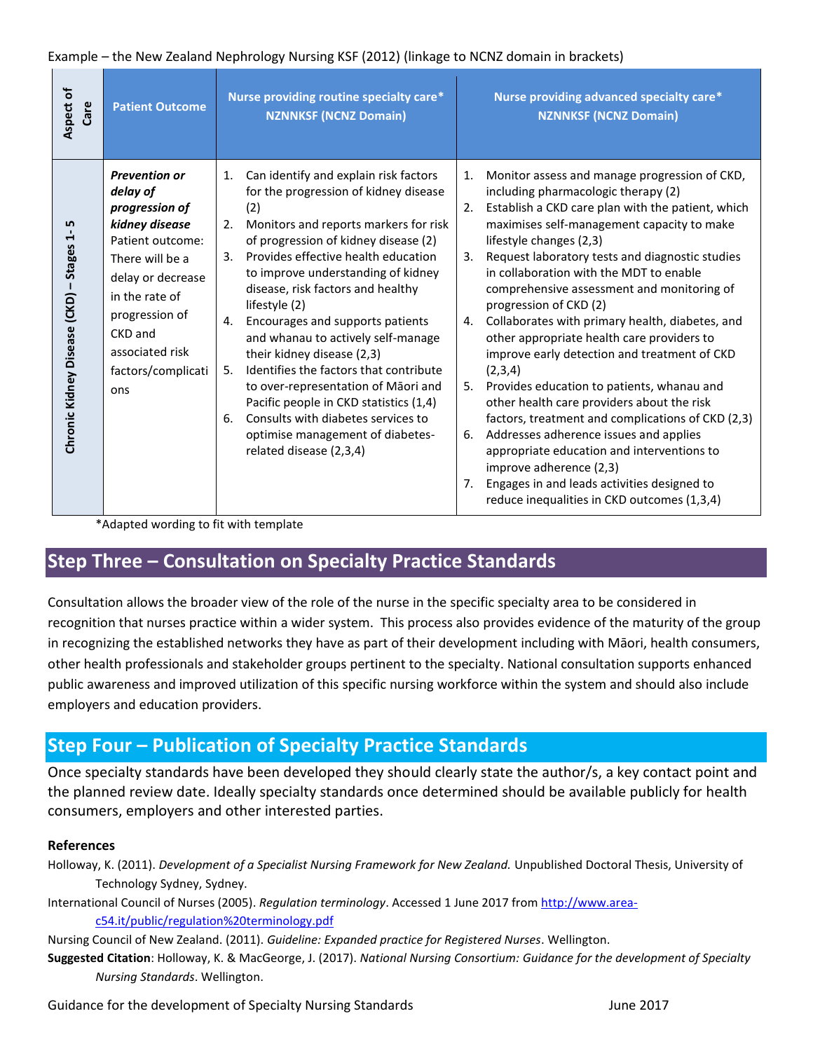Example – the New Zealand Nephrology Nursing KSF (2012) (linkage to NCNZ domain in brackets)

| Aspect of Care | Patient Outcome | Nurse providing routine specialty care* NZNNKSF (NCNZ Domain) | Nurse providing advanced specialty care* NZNNKSF (NCNZ Domain) |
|---|---|---|---|
| Chronic Kidney Disease (CKD) – Stages 1- 5 | ***Prevention or delay of progression of kidney disease*** Patient outcome: There will be a delay or decrease in the rate of progression of CKD and associated risk factors/complications | 1. Can identify and explain risk factors for the progression of kidney disease (2)<br>2. Monitors and reports markers for risk of progression of kidney disease (2)<br>3. Provides effective health education to improve understanding of kidney disease, risk factors and healthy lifestyle (2)<br>4. Encourages and supports patients and whanau to actively self-manage their kidney disease (2,3)<br>5. Identifies the factors that contribute to over-representation of Māori and Pacific people in CKD statistics (1,4)<br>6. Consults with diabetes services to optimise management of diabetes-related disease (2,3,4) | 1. Monitor assess and manage progression of CKD, including pharmacologic therapy (2)<br>2. Establish a CKD care plan with the patient, which maximises self-management capacity to make lifestyle changes (2,3)<br>3. Request laboratory tests and diagnostic studies in collaboration with the MDT to enable comprehensive assessment and monitoring of progression of CKD (2)<br>4. Collaborates with primary health, diabetes, and other appropriate health care providers to improve early detection and treatment of CKD (2,3,4)<br>5. Provides education to patients, whanau and other health care providers about the risk factors, treatment and complications of CKD (2,3)<br>6. Addresses adherence issues and applies appropriate education and interventions to improve adherence (2,3)<br>7. Engages in and leads activities designed to reduce inequalities in CKD outcomes (1,3,4) |

*Adapted wording to fit with template

## Step Three – Consultation on Specialty Practice Standards

Consultation allows the broader view of the role of the nurse in the specific specialty area to be considered in recognition that nurses practice within a wider system. This process also provides evidence of the maturity of the group in recognizing the established networks they have as part of their development including with Māori, health consumers, other health professionals and stakeholder groups pertinent to the specialty. National consultation supports enhanced public awareness and improved utilization of this specific nursing workforce within the system and should also include employers and education providers.

## Step Four – Publication of Specialty Practice Standards

Once specialty standards have been developed they should clearly state the author/s, a key contact point and the planned review date. Ideally specialty standards once determined should be available publicly for health consumers, employers and other interested parties.

**References**

Holloway, K. (2011). *Development of a Specialist Nursing Framework for New Zealand.* Unpublished Doctoral Thesis, University of Technology Sydney, Sydney.

International Council of Nurses (2005). *Regulation terminology*. Accessed 1 June 2017 from http://www.area-c54.it/public/regulation%20terminology.pdf

Nursing Council of New Zealand. (2011). *Guideline: Expanded practice for Registered Nurses*. Wellington.

**Suggested Citation**: Holloway, K. & MacGeorge, J. (2017). *National Nursing Consortium: Guidance for the development of Specialty Nursing Standards*. Wellington.